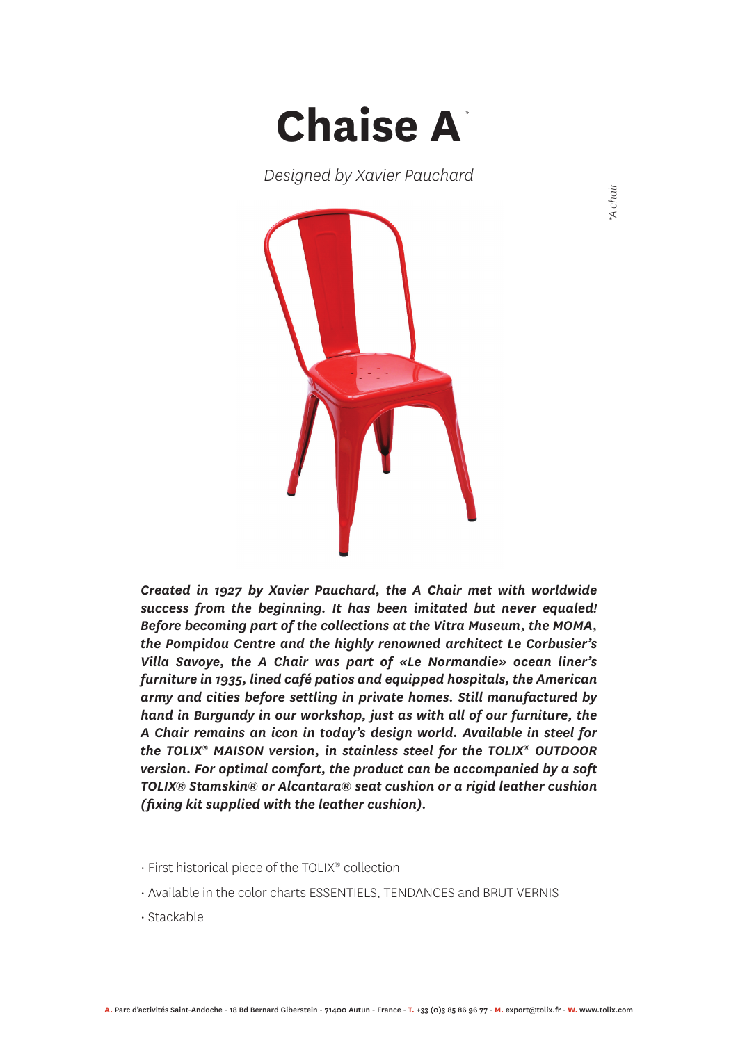# Chaise A*

*Designed by Xavier Pauchard*

*\*A chair*

***Created in 1927 by Xavier Pauchard, the A Chair met with worldwide success from the beginning. It has been imitated but never equaled! Before becoming part of the collections at the Vitra Museum, the MOMA, the Pompidou Centre and the highly renowned architect Le Corbusier's Villa Savoye, the A Chair was part of «Le Normandie» ocean liner's furniture in 1935, lined café patios and equipped hospitals, the American army and cities before settling in private homes. Still manufactured by hand in Burgundy in our workshop, just as with all of our furniture, the A Chair remains an icon in today's design world. Available in steel for the TOLIX® MAISON version, in stainless steel for the TOLIX® OUTDOOR version. For optimal comfort, the product can be accompanied by a soft TOLIX® Stamskin® or Alcantara® seat cushion or a rigid leather cushion (fixing kit supplied with the leather cushion).***

- First historical piece of the TOLIX® collection
- Available in the color charts ESSENTIELS, TENDANCES and BRUT VERNIS
- Stackable

**A.** Parc d'activités Saint-Andoche - 18 Bd Bernard Giberstein - 71400 Autun - France - **T.** +33 (0)3 85 86 96 77 - **M.** export@tolix.fr - **W.** www.tolix.com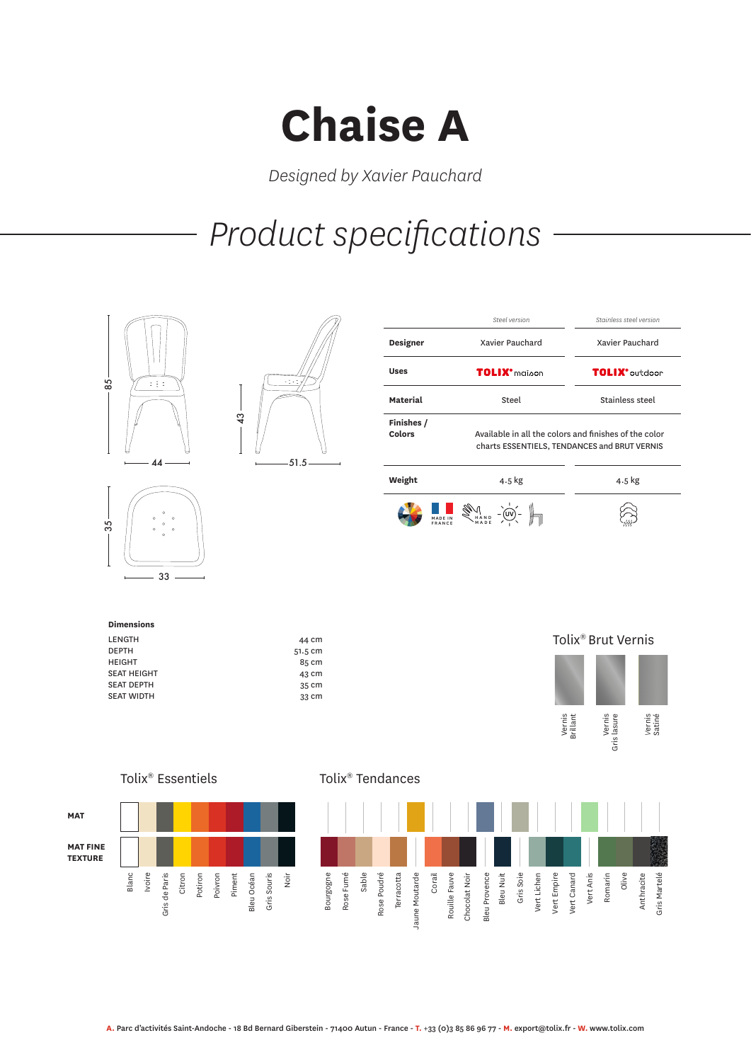# Chaise A

*Designed by Xavier Pauchard*

## *Product specifications*

85

44

43

51.5

35

33

| | *Steel version* | *Stainless steel version* |
|---|---|---|
| **Designer** | Xavier Pauchard | Xavier Pauchard |
| **Uses** | TOLIX® maison | TOLIX® outdoor |
| **Material** | Steel | Stainless steel |
| **Finishes / Colors** | Available in all the colors and finishes of the color charts ESSENTIELS, TENDANCES and BRUT VERNIS | |
| **Weight** | 4.5 kg | 4.5 kg |

MADE IN FRANCE · HAND MADE · UV

**Dimensions**

| | |
|---|---|
| LENGTH | 44 cm |
| DEPTH | 51.5 cm |
| HEIGHT | 85 cm |
| SEAT HEIGHT | 43 cm |
| SEAT DEPTH | 35 cm |
| SEAT WIDTH | 33 cm |

### Tolix® Brut Vernis

Vernis Brillant · Vernis Gris lasure · Vernis Satiné

### Tolix® Essentiels

MAT / MAT FINE TEXTURE

Blanc · Ivoire · Gris de Paris · Citron · Potiron · Poivron · Piment · Bleu Océan · Gris Souris · Noir

### Tolix® Tendances

Bourgogne · Rose Fumé · Sable · Rose Poudré · Terracotta · Jaune Moutarde · Corail · Rouille Fauve · Chocolat Noir · Bleu Provence · Bleu Nuit · Gris Soie · Vert Lichen · Vert Empire · Vert Canard · Vert Anis · Romarin · Olive · Anthracite · Gris Martelé

**A.** Parc d'activités Saint-Andoche - 18 Bd Bernard Giberstein - 71400 Autun - France - **T.** +33 (0)3 85 86 96 77 - **M.** export@tolix.fr - **W.** www.tolix.com